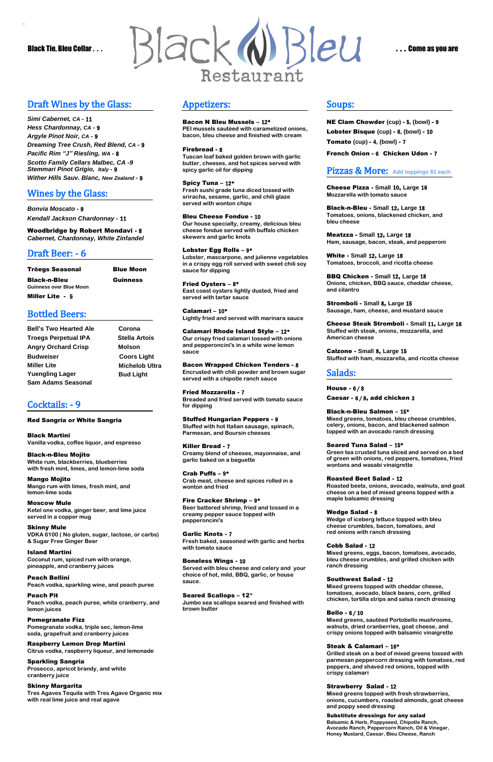Black Tie, Bleu Collar . . .

# Black Bleu Restaurant

. . . Come as you are

## Draft Wines by the Glass:

*Simi Cabernet, CA* - 11
*Hess Chardonnay, CA* - 9
*Argyle Pinot Noir, CA* - 9
*Dreaming Tree Crush, Red Blend, CA* - 9
*Pacific Rim "J" Riesling, WA* - 8
*Scotto Family Cellars Malbec, CA* - 9
*Stemmari Pinot Grigio, Italy* - 9
*Wither Hills Sauv. Blanc, New Zealand* - 9

## Wines by the Glass:

*Bonvia Moscato* - 9
*Kendall Jackson Chardonnay* - 11

**Woodbridge by Robert Mondavi** - 8
*Cabernet, Chardonnay, White Zinfandel*

## Draft Beer: - 6

| | |
|---|---|
| **Tröegs Seasonal** | **Blue Moon** |
| **Black-n-Bleu** Guinness over Blue Moon | **Guinness** |
| **Miller Lite** - 5 | |

## Bottled Beers:

| | |
|---|---|
| Bell's Two Hearted Ale | Corona |
| Troegs Perpetual IPA | Stella Artois |
| Angry Orchard Crisp | Molson |
| Budweiser | Coors Light |
| Miller Lite | Michelob Ultra |
| Yuengling Lager | Bud Light |
| Sam Adams Seasonal | |

## Cocktails: - 9

**Red Sangria or White Sangria**

**Black Martini**
Vanilla vodka, coffee liquor, and espresso

**Black-n-Bleu Mojito**
White rum, blackberries, blueberries with fresh mint, limes, and lemon-lime soda

**Mango Mojito**
Mango rum with limes, fresh mint, and lemon-lime soda

**Moscow Mule**
Ketel one vodka, ginger beer, and lime juice served in a copper mug

**Skinny Mule**
VDKA 6100 ( No gluten, sugar, lactose, or carbs) & Sugar Free Ginger Beer

**Island Martini**
Coconut rum, spiced rum with orange, pineapple, and cranberry juices

**Peach Bellini**
Peach vodka, sparkling wine, and peach puree

**Peach Pit**
Peach vodka, peach puree, white cranberry, and lemon juices

**Pomegranate Fizz**
Pomegranate vodka, triple sec, lemon-lime soda, grapefruit and cranberry juices

**Raspberry Lemon Drop Martini**
Citrus vodka, raspberry liqueur, and lemonade

**Sparkling Sangria**
Prosecco, apricot brandy, and white cranberry juice

**Skinny Margarita**
Tres Agaves Tequila with Tres Agave Organic mix with real lime juice and real agave

## Appetizers:

**Bacon N Bleu Mussels** – 12*
PEI mussels sautéed with caramelized onions, bacon, bleu cheese and finished with cream

**Firebread** - 8
Tuscan loaf baked golden brown with garlic butter, cheeses, and hot spices served with spicy garlic oil for dipping

**Spicy Tuna** – 12*
Fresh sushi grade tuna diced tossed with sriracha, sesame, garlic, and chili glaze served with wonton chips

**Bleu Cheese Fondue** - 10
Our house specialty, creamy, delicious bleu cheese fondue served with buffalo chicken skewers and garlic knots

**Lobster Egg Rolls** – 9*
Lobster, mascarpone, and julienne vegetables in a crispy egg roll served with sweet chili soy sauce for dipping

**Fried Oysters** – 8*
East coast oysters lightly dusted, fried and served with tartar sauce

**Calamari** – 10*
Lightly fried and served with marinara sauce

**Calamari Rhode Island Style** – 12*
Our crispy fried calamari tossed with onions and pepperoncini's in a white wine lemon sauce

**Bacon Wrapped Chicken Tenders** - 8
Encrusted with chili powder and brown sugar served with a chipotle ranch sauce

**Fried Mozzarella** - 7
Breaded and fried served with tomato sauce for dipping

**Stuffed Hungarian Peppers** - 9
Stuffed with hot Italian sausage, spinach, Parmesan, and Boursin cheeses

**Killer Bread** - 7
Creamy blend of cheeses, mayonnaise, and garlic baked on a baguette

**Crab Puffs** – 9*
Crab meat, cheese and spices rolled in a wonton and fried

**Fire Cracker Shrimp** – 9*
Beer battered shrimp, fried and tossed in a creamy pepper sauce topped with pepperoncini's

**Garlic Knots** - 7
Fresh baked, seasoned with garlic and herbs with tomato sauce

**Boneless Wings** - 10
Served with bleu cheese and celery and your choice of hot, mild, BBQ, garlic, or house sauce.

**Seared Scallops** – 12*
Jumbo sea scallops seared and finished with brown butter

## Soups:

**NE Clam Chowder** (cup) - 5, (bowl) - 9
**Lobster Bisque** (cup) - 6, (bowl) - 10
**Tomato** (cup) - 4, (bowl) - 7
**French Onion** - 6 **Chicken Udon** - 7

## Pizzas & More: Add toppings $1 each

**Cheese Pizza** - Small 10, Large 16
Mozzarella with tomato sauce

**Black-n-Bleu** - Small 12, Large 18
Tomatoes, onions, blackened chicken, and bleu cheese

**Meatzza** - Small 12, Large 18
Ham, sausage, bacon, steak, and pepperoni

**White** - Small 12, Large 18
Tomatoes, broccoli, and ricotta cheese

**BBQ Chicken** - Small 12, Large 18
Onions, chicken, BBQ sauce, cheddar cheese, and cilantro

**Stromboli** - Small 8, Large 15
Sausage, ham, cheese, and mustard sauce

**Cheese Steak Stromboli** - Small 11, Large 16
Stuffed with steak, onions, mozzarella, and American cheese

**Calzone** - Small 8, Large 15
Stuffed with ham, mozzarella, and ricotta cheese

## Salads:

**House** - 6 / 8
**Caesar** - 6 / 8, add chicken 3

**Black-n-Bleu Salmon** – 15*
Mixed greens, tomatoes, bleu cheese crumbles, celery, onions, bacon, and blackened salmon topped with an avocado ranch dressing

**Seared Tuna Salad** – 15*
Green tea crusted tuna sliced and served on a bed of green with onions, red peppers, tomatoes, fried wontons and wasabi vinaigrette

**Roasted Beet Salad** - 12
Roasted beets, onions, avocado, walnuts, and goat cheese on a bed of mixed greens topped with a maple balsamic dressing

**Wedge Salad** - 8
Wedge of iceberg lettuce topped with bleu cheese crumbles, bacon, tomatoes, and red onions with ranch dressing

**Cobb Salad** - 12
Mixed greens, eggs, bacon, tomatoes, avocado, bleu cheese crumbles, and grilled chicken with ranch dressing

**Southwest Salad** - 12
Mixed greens topped with cheddar cheese, tomatoes, avocado, black beans, corn, grilled chicken, tortilla strips and salsa ranch dressing

**Bello** - 6 / 10
Mixed greens, sautéed Portobello mushrooms, walnuts, dried cranberries, goat cheese, and crispy onions topped with balsamic vinaigrette

**Steak & Calamari** – 16*
Grilled steak on a bed of mixed greens tossed with parmesan peppercorn dressing with tomatoes, red peppers, and shaved red onions, topped with crispy calamari

**Strawberry Salad** - 12
Mixed greens topped with fresh strawberries, onions, cucumbers, roasted almonds, goat cheese and poppy seed dressing

**Substitute dressings for any salad**
Balsamic & Herb, Poppyseed, Chipotle Ranch, Avocado Ranch, Peppercorn Ranch, Oil & Vinegar, Honey Mustard, Caesar, Bleu Cheese, Ranch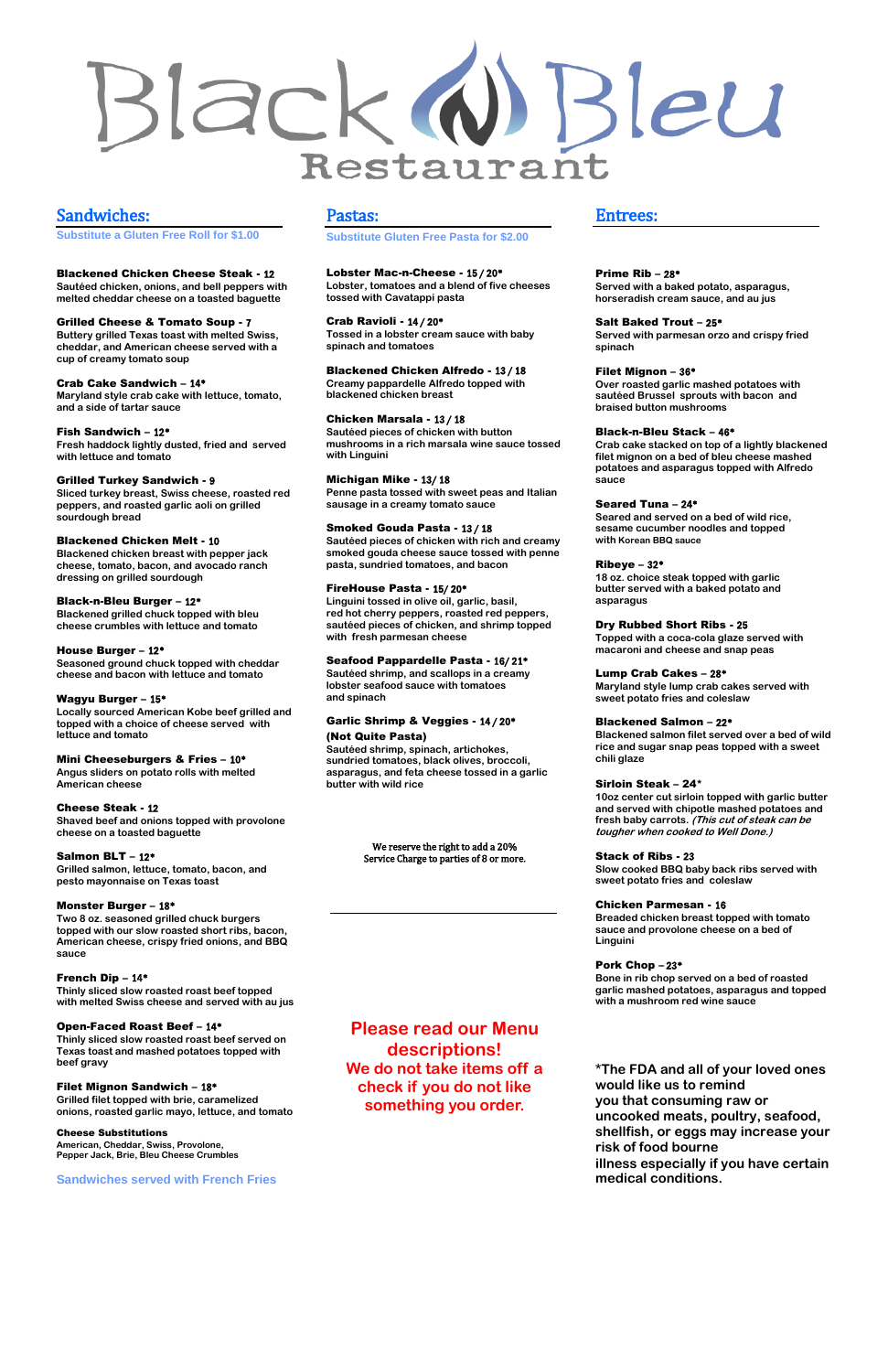# Black Bleu Restaurant

## Sandwiches:

Substitute a Gluten Free Roll for $1.00

**Blackened Chicken Cheese Steak - 12**
Sautéed chicken, onions, and bell peppers with melted cheddar cheese on a toasted baguette

**Grilled Cheese & Tomato Soup - 7**
Buttery grilled Texas toast with melted Swiss, cheddar, and American cheese served with a cup of creamy tomato soup

**Crab Cake Sandwich – 14***
Maryland style crab cake with lettuce, tomato, and a side of tartar sauce

**Fish Sandwich – 12***
Fresh haddock lightly dusted, fried and served with lettuce and tomato

**Grilled Turkey Sandwich - 9**
Sliced turkey breast, Swiss cheese, roasted red peppers, and roasted garlic aoli on grilled sourdough bread

**Blackened Chicken Melt - 10**
Blackened chicken breast with pepper jack cheese, tomato, bacon, and avocado ranch dressing on grilled sourdough

**Black-n-Bleu Burger – 12***
Blackened grilled chuck topped with bleu cheese crumbles with lettuce and tomato

**House Burger – 12***
Seasoned ground chuck topped with cheddar cheese and bacon with lettuce and tomato

**Wagyu Burger – 15***
Locally sourced American Kobe beef grilled and topped with a choice of cheese served with lettuce and tomato

**Mini Cheeseburgers & Fries – 10***
Angus sliders on potato rolls with melted American cheese

**Cheese Steak - 12**
Shaved beef and onions topped with provolone cheese on a toasted baguette

**Salmon BLT – 12***
Grilled salmon, lettuce, tomato, bacon, and pesto mayonnaise on Texas toast

**Monster Burger – 18***
Two 8 oz. seasoned grilled chuck burgers topped with our slow roasted short ribs, bacon, American cheese, crispy fried onions, and BBQ sauce

**French Dip – 14***
Thinly sliced slow roasted roast beef topped with melted Swiss cheese and served with au jus

**Open-Faced Roast Beef – 14***
Thinly sliced slow roasted roast beef served on Texas toast and mashed potatoes topped with beef gravy

**Filet Mignon Sandwich – 18***
Grilled filet topped with brie, caramelized onions, roasted garlic mayo, lettuce, and tomato

**Cheese Substitutions**
American, Cheddar, Swiss, Provolone, Pepper Jack, Brie, Bleu Cheese Crumbles

Sandwiches served with French Fries

## Pastas:

Substitute Gluten Free Pasta for $2.00

**Lobster Mac-n-Cheese - 15 / 20***
Lobster, tomatoes and a blend of five cheeses tossed with Cavatappi pasta

**Crab Ravioli - 14 / 20***
Tossed in a lobster cream sauce with baby spinach and tomatoes

**Blackened Chicken Alfredo - 13 / 18**
Creamy pappardelle Alfredo topped with blackened chicken breast

**Chicken Marsala - 13 / 18**
Sautéed pieces of chicken with button mushrooms in a rich marsala wine sauce tossed with Linguini

**Michigan Mike - 13/ 18**
Penne pasta tossed with sweet peas and Italian sausage in a creamy tomato sauce

**Smoked Gouda Pasta - 13 / 18**
Sautéed pieces of chicken with rich and creamy smoked gouda cheese sauce tossed with penne pasta, sundried tomatoes, and bacon

**FireHouse Pasta - 15/ 20***
Linguini tossed in olive oil, garlic, basil, red hot cherry peppers, roasted red peppers, sautéed pieces of chicken, and shrimp topped with fresh parmesan cheese

**Seafood Pappardelle Pasta - 16/ 21***
Sautéed shrimp, and scallops in a creamy lobster seafood sauce with tomatoes and spinach

**Garlic Shrimp & Veggies - 14 / 20***
**(Not Quite Pasta)**
Sautéed shrimp, spinach, artichokes, sundried tomatoes, black olives, broccoli, asparagus, and feta cheese tossed in a garlic butter with wild rice

We reserve the right to add a 20% Service Charge to parties of 8 or more.

**Please read our Menu descriptions!**
**We do not take items off a check if you do not like something you order.**

## Entrees:

**Prime Rib – 28***
Served with a baked potato, asparagus, horseradish cream sauce, and au jus

**Salt Baked Trout – 25***
Served with parmesan orzo and crispy fried spinach

**Filet Mignon – 36***
Over roasted garlic mashed potatoes with sautéed Brussel sprouts with bacon and braised button mushrooms

**Black-n-Bleu Stack – 46***
Crab cake stacked on top of a lightly blackened filet mignon on a bed of bleu cheese mashed potatoes and asparagus topped with Alfredo sauce

**Seared Tuna – 24***
Seared and served on a bed of wild rice, sesame cucumber noodles and topped with Korean BBQ sauce

**Ribeye – 32***
18 oz. choice steak topped with garlic butter served with a baked potato and asparagus

**Dry Rubbed Short Ribs - 25**
Topped with a coca-cola glaze served with macaroni and cheese and snap peas

**Lump Crab Cakes – 28***
Maryland style lump crab cakes served with sweet potato fries and coleslaw

**Blackened Salmon – 22***
Blackened salmon filet served over a bed of wild rice and sugar snap peas topped with a sweet chili glaze

**Sirloin Steak – 24***
10oz center cut sirloin topped with garlic butter and served with chipotle mashed potatoes and fresh baby carrots. *(This cut of steak can be tougher when cooked to Well Done.)*

**Stack of Ribs - 23**
Slow cooked BBQ baby back ribs served with sweet potato fries and coleslaw

**Chicken Parmesan - 16**
Breaded chicken breast topped with tomato sauce and provolone cheese on a bed of Linguini

**Pork Chop – 23***
Bone in rib chop served on a bed of roasted garlic mashed potatoes, asparagus and topped with a mushroom red wine sauce

**\*The FDA and all of your loved ones would like us to remind you that consuming raw or uncooked meats, poultry, seafood, shellfish, or eggs may increase your risk of food bourne illness especially if you have certain medical conditions.**